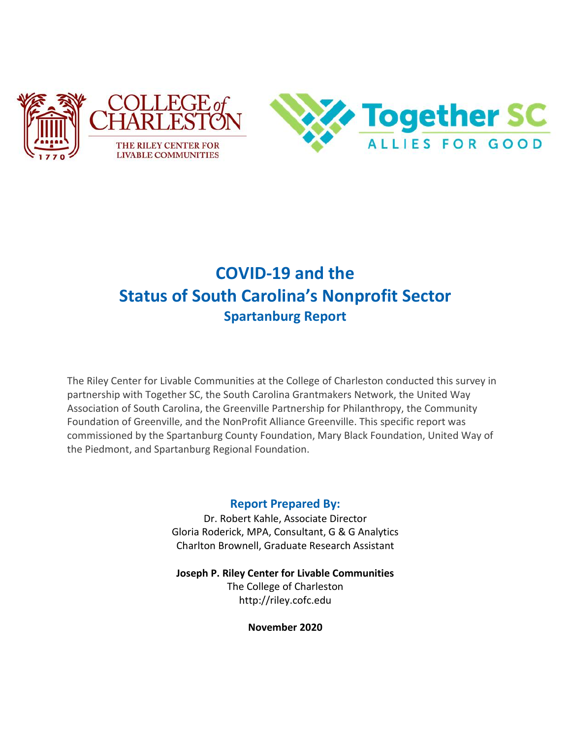COLLEGE of CHARLESTON

THE RILEY CENTER FOR LIVABLE COMMUNITIES

Together SC

ALLIES FOR GOOD

# COVID-19 and the Status of South Carolina's Nonprofit Sector

## Spartanburg Report

The Riley Center for Livable Communities at the College of Charleston conducted this survey in partnership with Together SC, the South Carolina Grantmakers Network, the United Way Association of South Carolina, the Greenville Partnership for Philanthropy, the Community Foundation of Greenville, and the NonProfit Alliance Greenville. This specific report was commissioned by the Spartanburg County Foundation, Mary Black Foundation, United Way of the Piedmont, and Spartanburg Regional Foundation.

### Report Prepared By:

Dr. Robert Kahle, Associate Director

Gloria Roderick, MPA, Consultant, G & G Analytics

Charlton Brownell, Graduate Research Assistant

**Joseph P. Riley Center for Livable Communities**

The College of Charleston

http://riley.cofc.edu

**November 2020**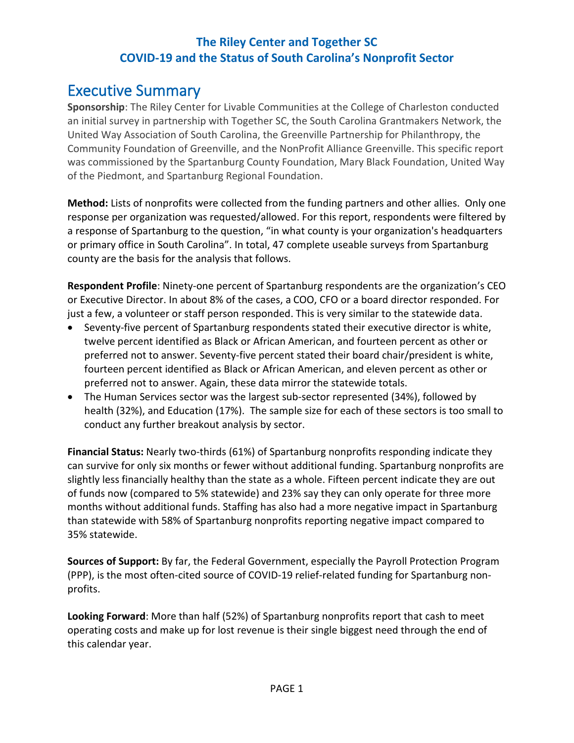# The Riley Center and Together SC
# COVID-19 and the Status of South Carolina's Nonprofit Sector

## Executive Summary

**Sponsorship**: The Riley Center for Livable Communities at the College of Charleston conducted an initial survey in partnership with Together SC, the South Carolina Grantmakers Network, the United Way Association of South Carolina, the Greenville Partnership for Philanthropy, the Community Foundation of Greenville, and the NonProfit Alliance Greenville. This specific report was commissioned by the Spartanburg County Foundation, Mary Black Foundation, United Way of the Piedmont, and Spartanburg Regional Foundation.

**Method:** Lists of nonprofits were collected from the funding partners and other allies. Only one response per organization was requested/allowed. For this report, respondents were filtered by a response of Spartanburg to the question, "in what county is your organization's headquarters or primary office in South Carolina". In total, 47 complete useable surveys from Spartanburg county are the basis for the analysis that follows.

**Respondent Profile**: Ninety-one percent of Spartanburg respondents are the organization's CEO or Executive Director. In about 8% of the cases, a COO, CFO or a board director responded. For just a few, a volunteer or staff person responded. This is very similar to the statewide data.

- Seventy-five percent of Spartanburg respondents stated their executive director is white, twelve percent identified as Black or African American, and fourteen percent as other or preferred not to answer. Seventy-five percent stated their board chair/president is white, fourteen percent identified as Black or African American, and eleven percent as other or preferred not to answer. Again, these data mirror the statewide totals.
- The Human Services sector was the largest sub-sector represented (34%), followed by health (32%), and Education (17%). The sample size for each of these sectors is too small to conduct any further breakout analysis by sector.

**Financial Status:** Nearly two-thirds (61%) of Spartanburg nonprofits responding indicate they can survive for only six months or fewer without additional funding. Spartanburg nonprofits are slightly less financially healthy than the state as a whole. Fifteen percent indicate they are out of funds now (compared to 5% statewide) and 23% say they can only operate for three more months without additional funds. Staffing has also had a more negative impact in Spartanburg than statewide with 58% of Spartanburg nonprofits reporting negative impact compared to 35% statewide.

**Sources of Support:** By far, the Federal Government, especially the Payroll Protection Program (PPP), is the most often-cited source of COVID-19 relief-related funding for Spartanburg non-profits.

**Looking Forward**: More than half (52%) of Spartanburg nonprofits report that cash to meet operating costs and make up for lost revenue is their single biggest need through the end of this calendar year.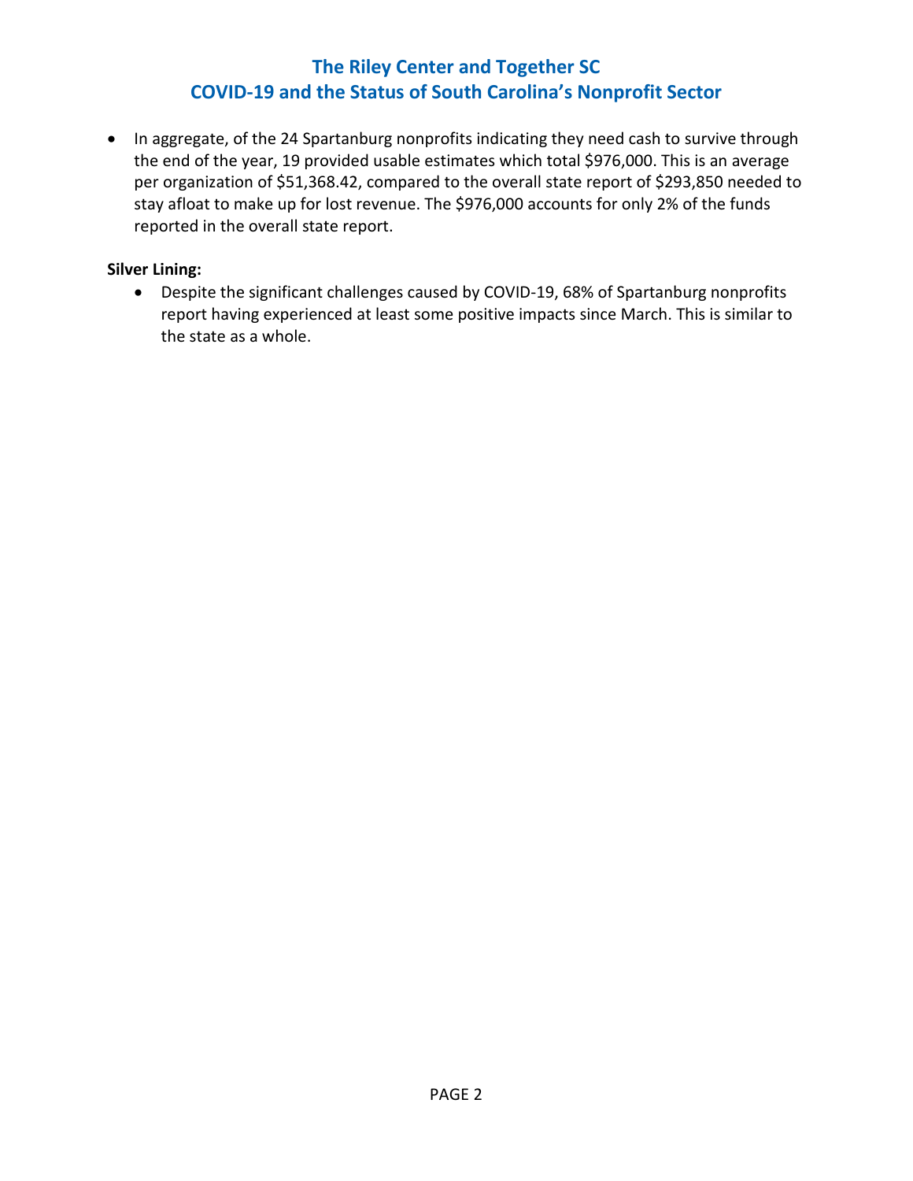- In aggregate, of the 24 Spartanburg nonprofits indicating they need cash to survive through the end of the year, 19 provided usable estimates which total $976,000. This is an average per organization of $51,368.42, compared to the overall state report of $293,850 needed to stay afloat to make up for lost revenue. The $976,000 accounts for only 2% of the funds reported in the overall state report.

**Silver Lining:**

- Despite the significant challenges caused by COVID-19, 68% of Spartanburg nonprofits report having experienced at least some positive impacts since March. This is similar to the state as a whole.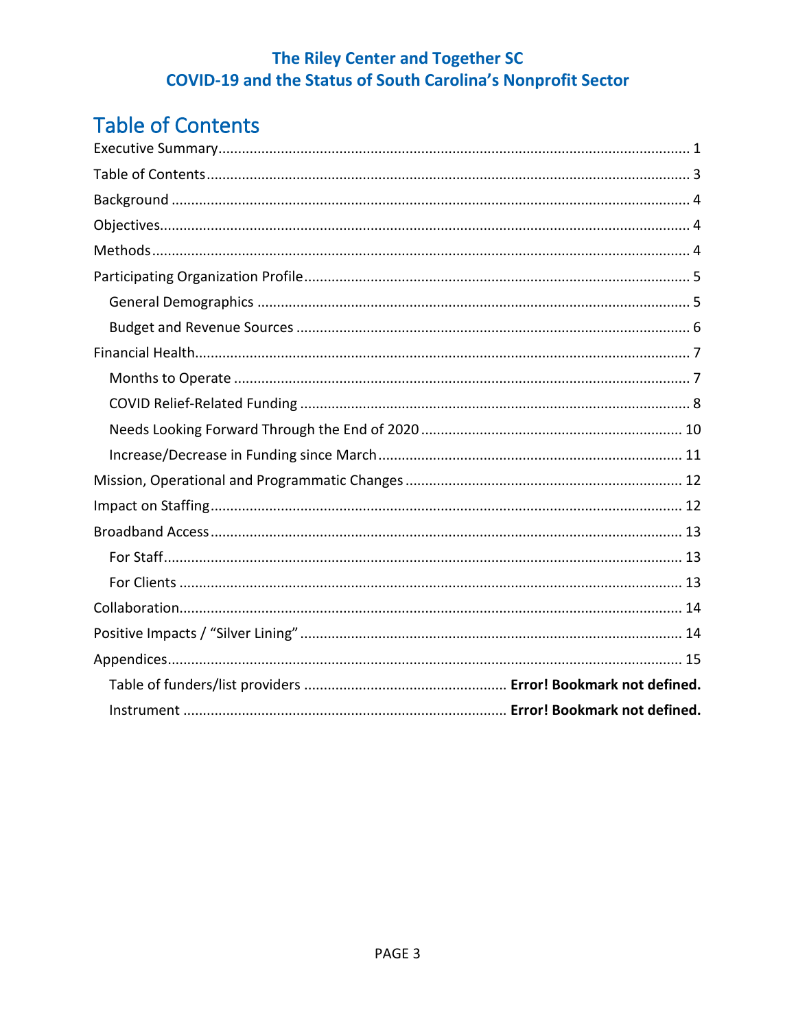# Table of Contents

Executive Summary .......................................................... 1
Table of Contents .......................................................... 3
Background .......................................................... 4
Objectives .......................................................... 4
Methods .......................................................... 4
Participating Organization Profile .......................................................... 5
- General Demographics .......................................................... 5
- Budget and Revenue Sources .......................................................... 6

Financial Health .......................................................... 7
- Months to Operate .......................................................... 7
- COVID Relief-Related Funding .......................................................... 8
- Needs Looking Forward Through the End of 2020 .......................................................... 10
- Increase/Decrease in Funding since March .......................................................... 11

Mission, Operational and Programmatic Changes .......................................................... 12
Impact on Staffing .......................................................... 12
Broadband Access .......................................................... 13
- For Staff .......................................................... 13
- For Clients .......................................................... 13

Collaboration .......................................................... 14
Positive Impacts / "Silver Lining" .......................................................... 14
Appendices .......................................................... 15
- Table of funders/list providers .......................................................... **Error! Bookmark not defined.**
- Instrument .......................................................... **Error! Bookmark not defined.**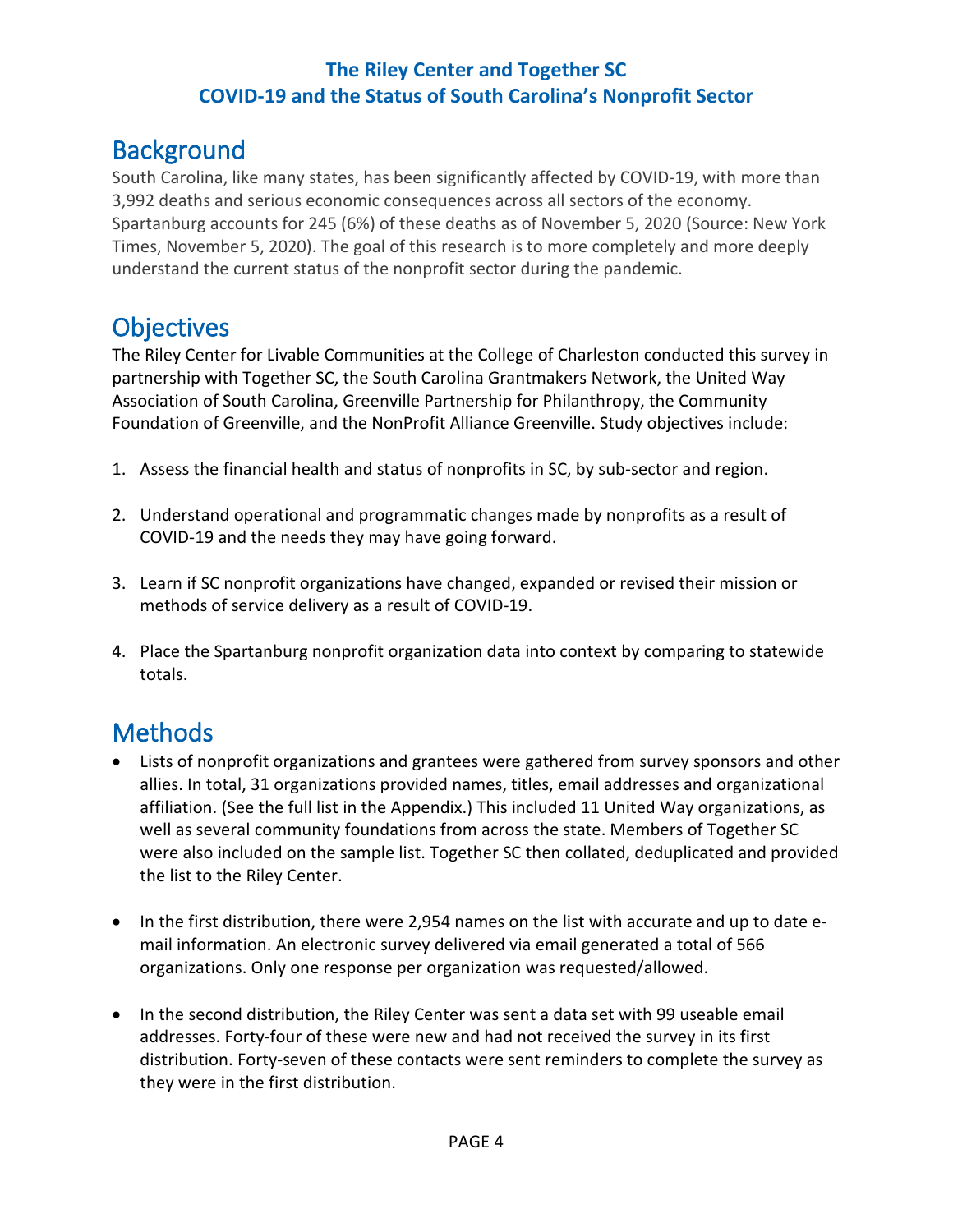**The Riley Center and Together SC**
**COVID-19 and the Status of South Carolina's Nonprofit Sector**

# Background

South Carolina, like many states, has been significantly affected by COVID-19, with more than 3,992 deaths and serious economic consequences across all sectors of the economy. Spartanburg accounts for 245 (6%) of these deaths as of November 5, 2020 (Source: New York Times, November 5, 2020). The goal of this research is to more completely and more deeply understand the current status of the nonprofit sector during the pandemic.

# Objectives

The Riley Center for Livable Communities at the College of Charleston conducted this survey in partnership with Together SC, the South Carolina Grantmakers Network, the United Way Association of South Carolina, Greenville Partnership for Philanthropy, the Community Foundation of Greenville, and the NonProfit Alliance Greenville. Study objectives include:

1. Assess the financial health and status of nonprofits in SC, by sub-sector and region.

2. Understand operational and programmatic changes made by nonprofits as a result of COVID-19 and the needs they may have going forward.

3. Learn if SC nonprofit organizations have changed, expanded or revised their mission or methods of service delivery as a result of COVID-19.

4. Place the Spartanburg nonprofit organization data into context by comparing to statewide totals.

# Methods

- Lists of nonprofit organizations and grantees were gathered from survey sponsors and other allies. In total, 31 organizations provided names, titles, email addresses and organizational affiliation. (See the full list in the Appendix.) This included 11 United Way organizations, as well as several community foundations from across the state. Members of Together SC were also included on the sample list. Together SC then collated, deduplicated and provided the list to the Riley Center.

- In the first distribution, there were 2,954 names on the list with accurate and up to date e-mail information. An electronic survey delivered via email generated a total of 566 organizations. Only one response per organization was requested/allowed.

- In the second distribution, the Riley Center was sent a data set with 99 useable email addresses. Forty-four of these were new and had not received the survey in its first distribution. Forty-seven of these contacts were sent reminders to complete the survey as they were in the first distribution.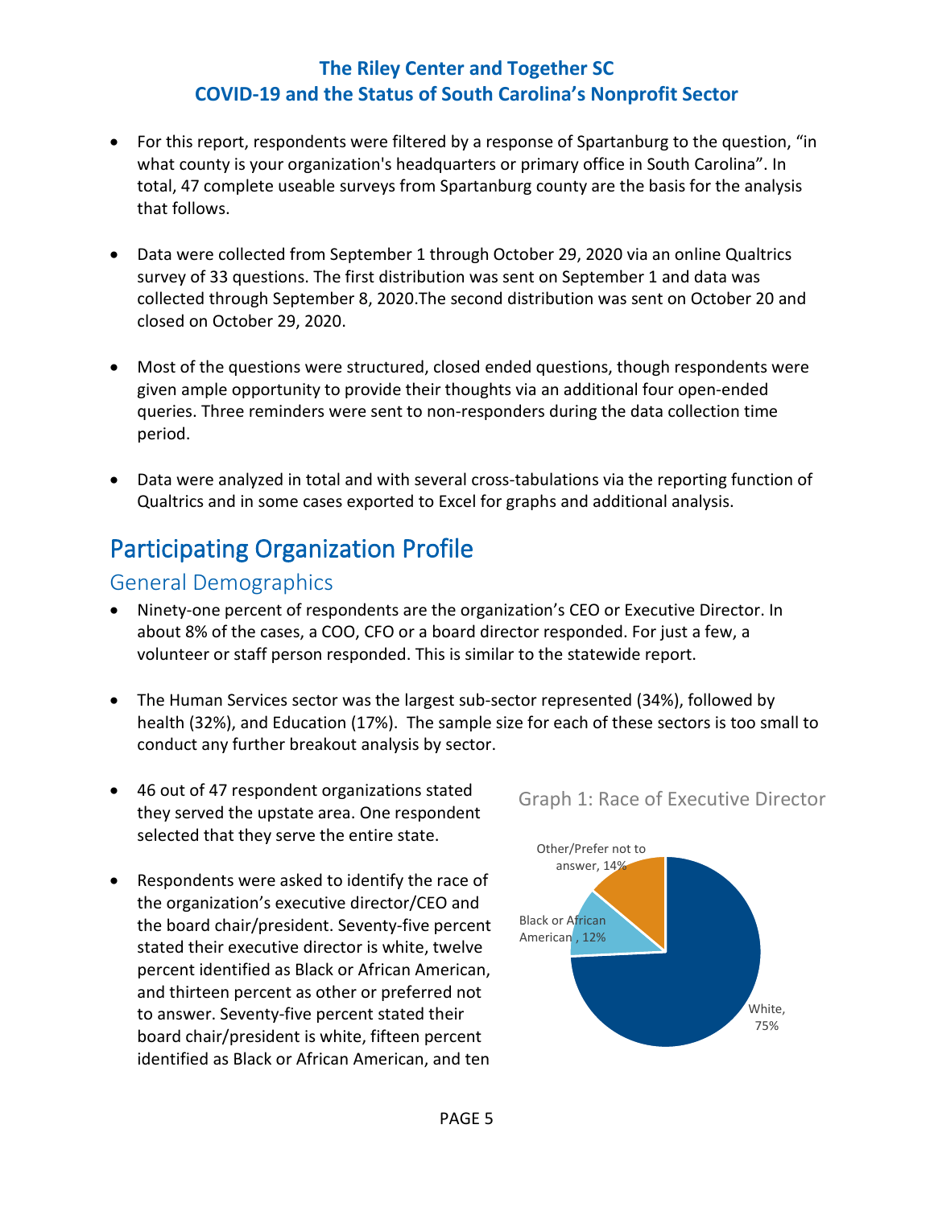- For this report, respondents were filtered by a response of Spartanburg to the question, "in what county is your organization's headquarters or primary office in South Carolina". In total, 47 complete useable surveys from Spartanburg county are the basis for the analysis that follows.

- Data were collected from September 1 through October 29, 2020 via an online Qualtrics survey of 33 questions. The first distribution was sent on September 1 and data was collected through September 8, 2020.The second distribution was sent on October 20 and closed on October 29, 2020.

- Most of the questions were structured, closed ended questions, though respondents were given ample opportunity to provide their thoughts via an additional four open-ended queries. Three reminders were sent to non-responders during the data collection time period.

- Data were analyzed in total and with several cross-tabulations via the reporting function of Qualtrics and in some cases exported to Excel for graphs and additional analysis.

# Participating Organization Profile

## General Demographics

- Ninety-one percent of respondents are the organization's CEO or Executive Director. In about 8% of the cases, a COO, CFO or a board director responded. For just a few, a volunteer or staff person responded. This is similar to the statewide report.

- The Human Services sector was the largest sub-sector represented (34%), followed by health (32%), and Education (17%). The sample size for each of these sectors is too small to conduct any further breakout analysis by sector.

- 46 out of 47 respondent organizations stated they served the upstate area. One respondent selected that they serve the entire state.

- Respondents were asked to identify the race of the organization's executive director/CEO and the board chair/president. Seventy-five percent stated their executive director is white, twelve percent identified as Black or African American, and thirteen percent as other or preferred not to answer. Seventy-five percent stated their board chair/president is white, fifteen percent identified as Black or African American, and ten

Graph 1: Race of Executive Director

| Race | Percent |
|---|---|
| White | 75% |
| Black or African American | 12% |
| Other/Prefer not to answer | 14% |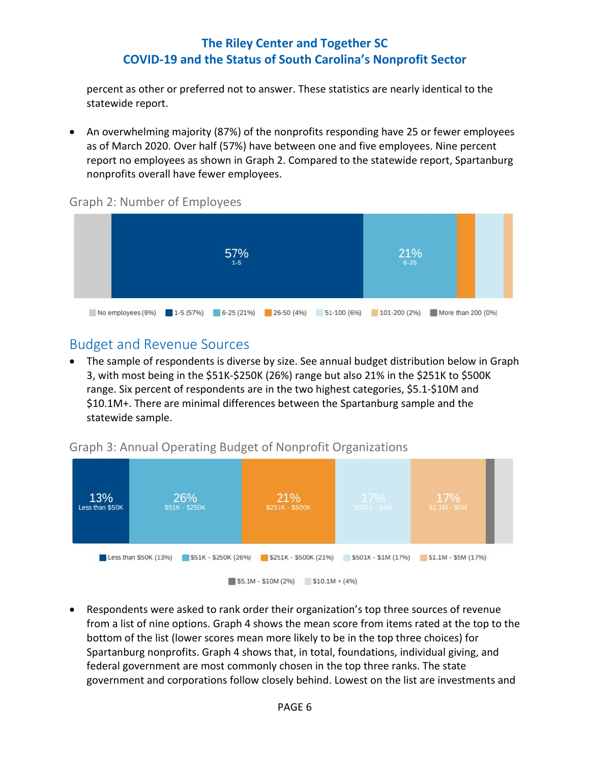percent as other or preferred not to answer. These statistics are nearly identical to the statewide report.

- An overwhelming majority (87%) of the nonprofits responding have 25 or fewer employees as of March 2020. Over half (57%) have between one and five employees. Nine percent report no employees as shown in Graph 2. Compared to the statewide report, Spartanburg nonprofits overall have fewer employees.

Graph 2: Number of Employees

| Number of Employees | Percent |
|---|---|
| No employees | 9% |
| 1-5 | 57% |
| 6-25 | 21% |
| 26-50 | 4% |
| 51-100 | 6% |
| 101-200 | 2% |
| More than 200 | 0% |

## Budget and Revenue Sources

- The sample of respondents is diverse by size. See annual budget distribution below in Graph 3, with most being in the $51K-$250K (26%) range but also 21% in the $251K to $500K range. Six percent of respondents are in the two highest categories, $5.1-$10M and $10.1M+. There are minimal differences between the Spartanburg sample and the statewide sample.

Graph 3: Annual Operating Budget of Nonprofit Organizations

| Annual Operating Budget | Percent |
|---|---|
| Less than $50K | 13% |
| $51K - $250K | 26% |
| $251K - $500K | 21% |
| $501K - $1M | 17% |
| $1.1M - $5M | 17% |
| $5.1M - $10M | 2% |
| $10.1M + | 4% |

- Respondents were asked to rank order their organization's top three sources of revenue from a list of nine options. Graph 4 shows the mean score from items rated at the top to the bottom of the list (lower scores mean more likely to be in the top three choices) for Spartanburg nonprofits. Graph 4 shows that, in total, foundations, individual giving, and federal government are most commonly chosen in the top three ranks. The state government and corporations follow closely behind. Lowest on the list are investments and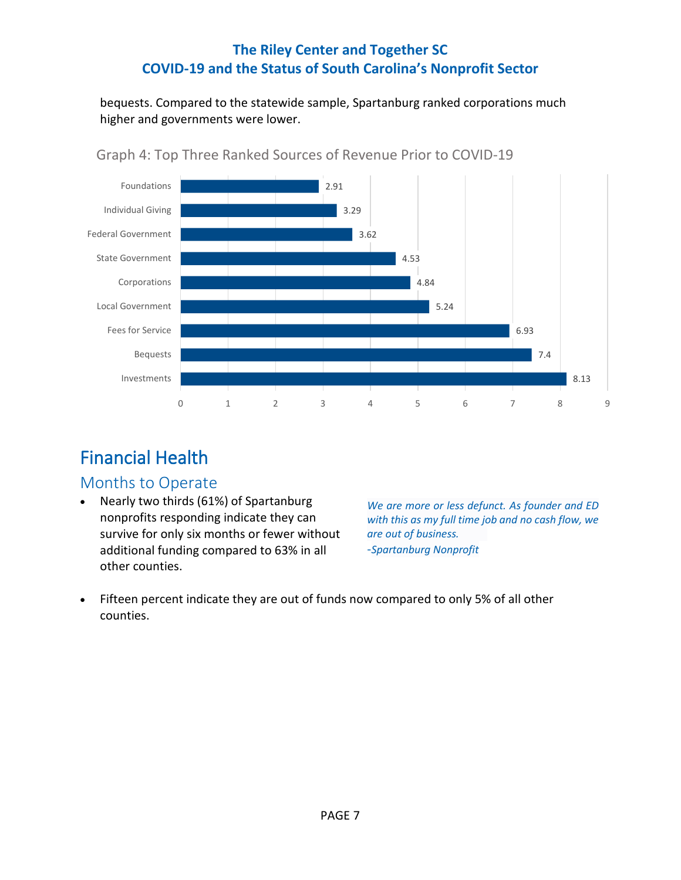bequests. Compared to the statewide sample, Spartanburg ranked corporations much higher and governments were lower.

Graph 4: Top Three Ranked Sources of Revenue Prior to COVID-19

| Source | Value |
|---|---|
| Foundations | 2.91 |
| Individual Giving | 3.29 |
| Federal Government | 3.62 |
| State Government | 4.53 |
| Corporations | 4.84 |
| Local Government | 5.24 |
| Fees for Service | 6.93 |
| Bequests | 7.4 |
| Investments | 8.13 |

# Financial Health

## Months to Operate

- Nearly two thirds (61%) of Spartanburg nonprofits responding indicate they can survive for only six months or fewer without additional funding compared to 63% in all other counties.

*We are more or less defunct. As founder and ED with this as my full time job and no cash flow, we are out of business.*
*-Spartanburg Nonprofit*

- Fifteen percent indicate they are out of funds now compared to only 5% of all other counties.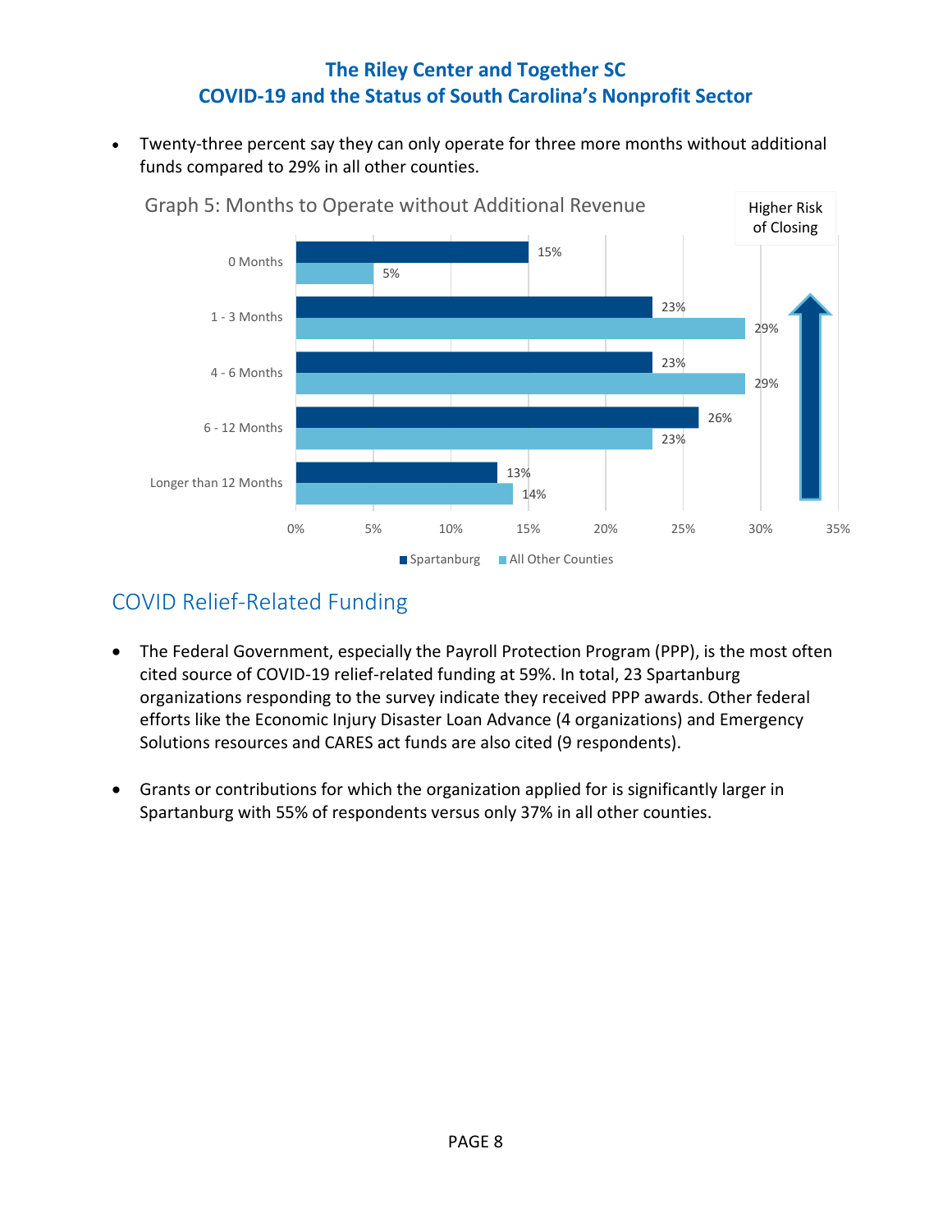- Twenty-three percent say they can only operate for three more months without additional funds compared to 29% in all other counties.

Graph 5: Months to Operate without Additional Revenue

| Months | Spartanburg | All Other Counties |
|---|---|---|
| 0 Months | 15% | 5% |
| 1 - 3 Months | 23% | 29% |
| 4 - 6 Months | 23% | 29% |
| 6 - 12 Months | 26% | 23% |
| Longer than 12 Months | 13% | 14% |

Higher Risk of Closing

## COVID Relief-Related Funding

- The Federal Government, especially the Payroll Protection Program (PPP), is the most often cited source of COVID-19 relief-related funding at 59%. In total, 23 Spartanburg organizations responding to the survey indicate they received PPP awards. Other federal efforts like the Economic Injury Disaster Loan Advance (4 organizations) and Emergency Solutions resources and CARES act funds are also cited (9 respondents).

- Grants or contributions for which the organization applied for is significantly larger in Spartanburg with 55% of respondents versus only 37% in all other counties.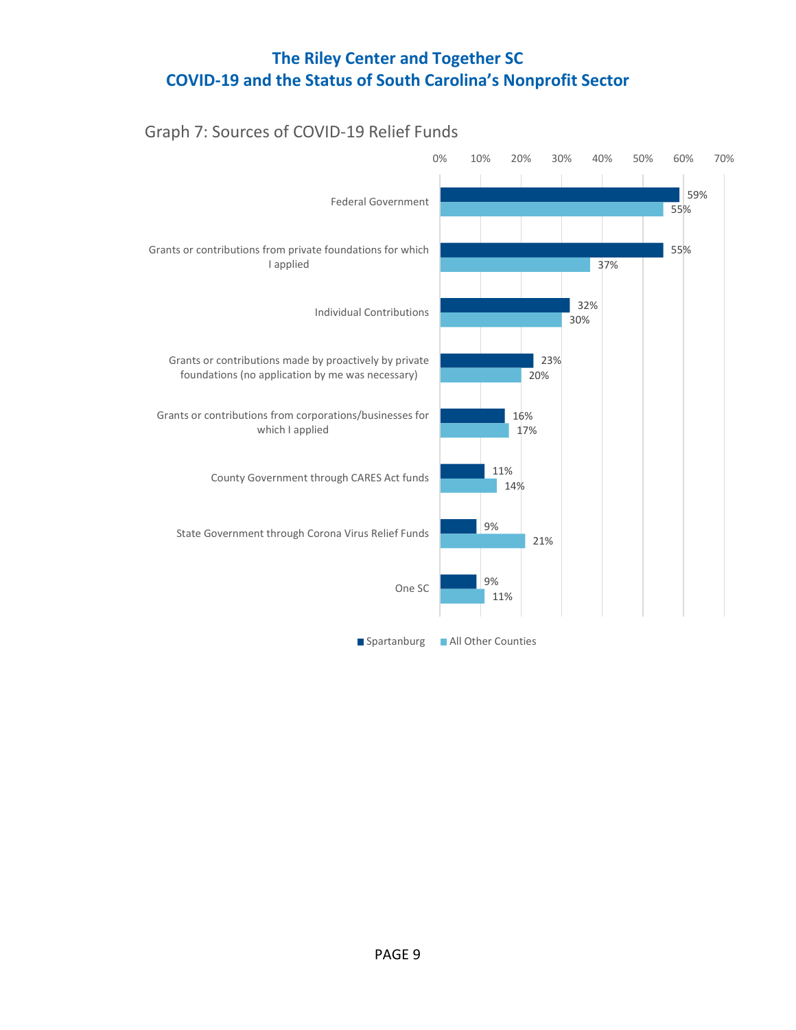Graph 7: Sources of COVID-19 Relief Funds

| Source | Spartanburg | All Other Counties |
| --- | --- | --- |
| Federal Government | 59% | 55% |
| Grants or contributions from private foundations for which I applied | 55% | 37% |
| Individual Contributions | 32% | 30% |
| Grants or contributions made by proactively by private foundations (no application by me was necessary) | 23% | 20% |
| Grants or contributions from corporations/businesses for which I applied | 16% | 17% |
| County Government through CARES Act funds | 11% | 14% |
| State Government through Corona Virus Relief Funds | 9% | 21% |
| One SC | 9% | 11% |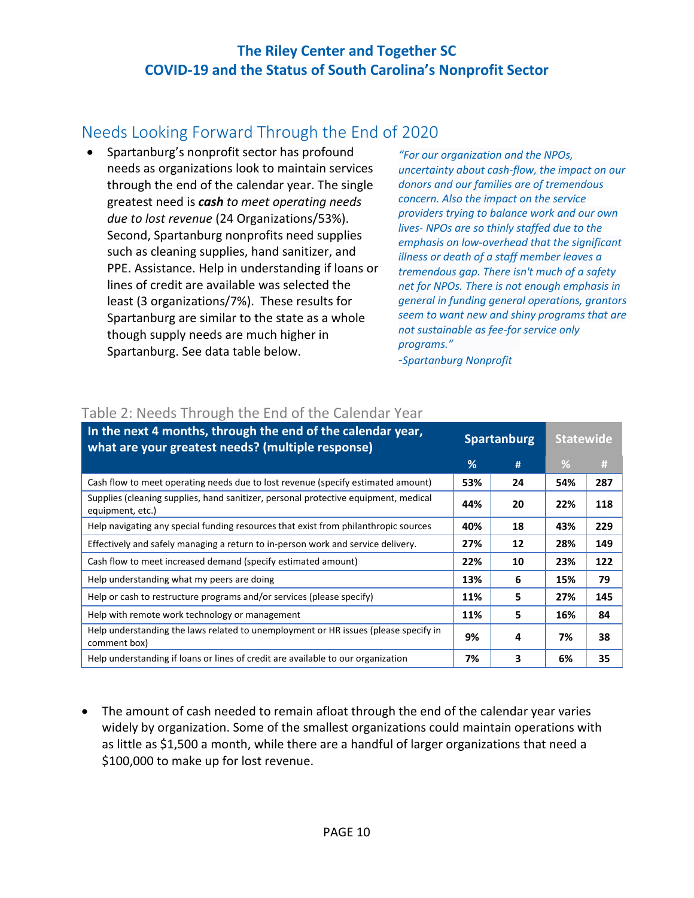## Needs Looking Forward Through the End of 2020

- Spartanburg's nonprofit sector has profound needs as organizations look to maintain services through the end of the calendar year. The single greatest need is ***cash** to meet operating needs due to lost revenue* (24 Organizations/53%). Second, Spartanburg nonprofits need supplies such as cleaning supplies, hand sanitizer, and PPE. Assistance. Help in understanding if loans or lines of credit are available was selected the least (3 organizations/7%). These results for Spartanburg are similar to the state as a whole though supply needs are much higher in Spartanburg. See data table below.

*"For our organization and the NPOs, uncertainty about cash-flow, the impact on our donors and our families are of tremendous concern. Also the impact on the service providers trying to balance work and our own lives- NPOs are so thinly staffed due to the emphasis on low-overhead that the significant illness or death of a staff member leaves a tremendous gap. There isn't much of a safety net for NPOs. There is not enough emphasis in general in funding general operations, grantors seem to want new and shiny programs that are not sustainable as fee-for service only programs."*

*-Spartanburg Nonprofit*

Table 2: Needs Through the End of the Calendar Year

| In the next 4 months, through the end of the calendar year, what are your greatest needs? (multiple response) | Spartanburg | | Statewide | |
|---|---|---|---|---|
| | % | # | % | # |
| Cash flow to meet operating needs due to lost revenue (specify estimated amount) | 53% | 24 | 54% | 287 |
| Supplies (cleaning supplies, hand sanitizer, personal protective equipment, medical equipment, etc.) | 44% | 20 | 22% | 118 |
| Help navigating any special funding resources that exist from philanthropic sources | 40% | 18 | 43% | 229 |
| Effectively and safely managing a return to in-person work and service delivery. | 27% | 12 | 28% | 149 |
| Cash flow to meet increased demand (specify estimated amount) | 22% | 10 | 23% | 122 |
| Help understanding what my peers are doing | 13% | 6 | 15% | 79 |
| Help or cash to restructure programs and/or services (please specify) | 11% | 5 | 27% | 145 |
| Help with remote work technology or management | 11% | 5 | 16% | 84 |
| Help understanding the laws related to unemployment or HR issues (please specify in comment box) | 9% | 4 | 7% | 38 |
| Help understanding if loans or lines of credit are available to our organization | 7% | 3 | 6% | 35 |

- The amount of cash needed to remain afloat through the end of the calendar year varies widely by organization. Some of the smallest organizations could maintain operations with as little as $1,500 a month, while there are a handful of larger organizations that need a $100,000 to make up for lost revenue.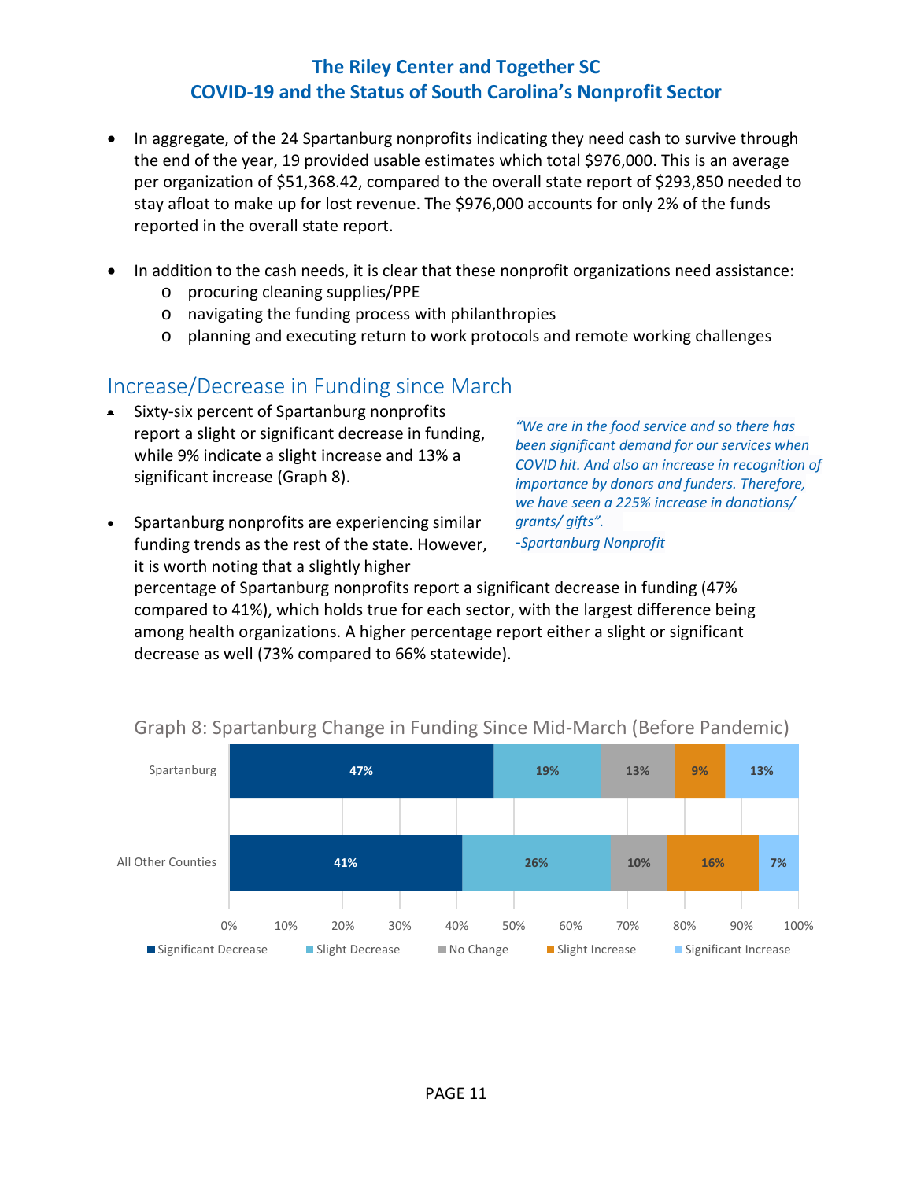- In aggregate, of the 24 Spartanburg nonprofits indicating they need cash to survive through the end of the year, 19 provided usable estimates which total $976,000. This is an average per organization of $51,368.42, compared to the overall state report of $293,850 needed to stay afloat to make up for lost revenue. The $976,000 accounts for only 2% of the funds reported in the overall state report.

- In addition to the cash needs, it is clear that these nonprofit organizations need assistance:
  - procuring cleaning supplies/PPE
  - navigating the funding process with philanthropies
  - planning and executing return to work protocols and remote working challenges

## Increase/Decrease in Funding since March

- Sixty-six percent of Spartanburg nonprofits report a slight or significant decrease in funding, while 9% indicate a slight increase and 13% a significant increase (Graph 8).

- Spartanburg nonprofits are experiencing similar funding trends as the rest of the state. However, it is worth noting that a slightly higher percentage of Spartanburg nonprofits report a significant decrease in funding (47% compared to 41%), which holds true for each sector, with the largest difference being among health organizations. A higher percentage report either a slight or significant decrease as well (73% compared to 66% statewide).

*"We are in the food service and so there has been significant demand for our services when COVID hit. And also an increase in recognition of importance by donors and funders. Therefore, we have seen a 225% increase in donations/ grants/ gifts".*

*-Spartanburg Nonprofit*

Graph 8: Spartanburg Change in Funding Since Mid-March (Before Pandemic)

| | Significant Decrease | Slight Decrease | No Change | Slight Increase | Significant Increase |
|---|---|---|---|---|---|
| Spartanburg | 47% | 19% | 13% | 9% | 13% |
| All Other Counties | 41% | 26% | 10% | 16% | 7% |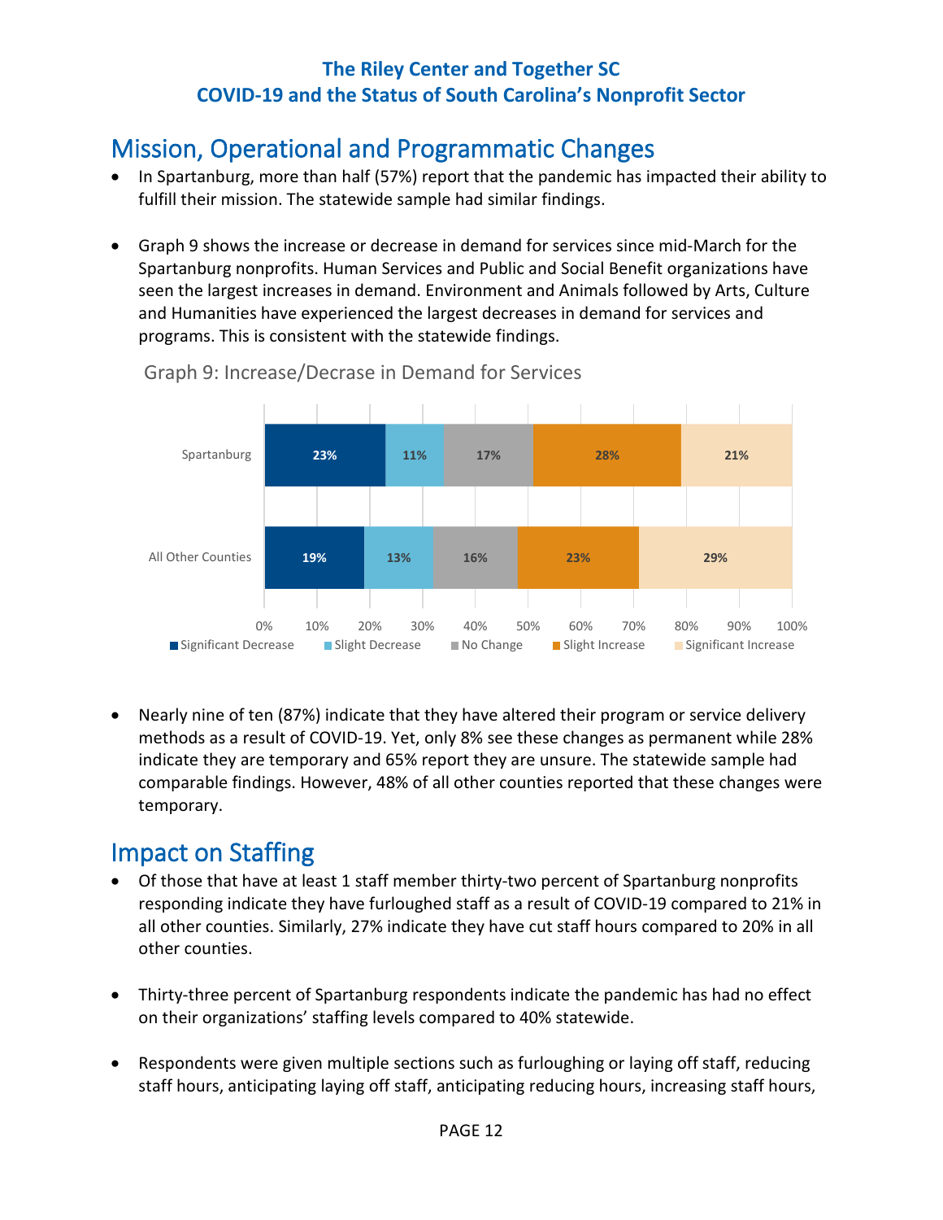## Mission, Operational and Programmatic Changes

- In Spartanburg, more than half (57%) report that the pandemic has impacted their ability to fulfill their mission. The statewide sample had similar findings.
- Graph 9 shows the increase or decrease in demand for services since mid-March for the Spartanburg nonprofits. Human Services and Public and Social Benefit organizations have seen the largest increases in demand. Environment and Animals followed by Arts, Culture and Humanities have experienced the largest decreases in demand for services and programs. This is consistent with the statewide findings.

Graph 9: Increase/Decrase in Demand for Services

| | Significant Decrease | Slight Decrease | No Change | Slight Increase | Significant Increase |
|---|---|---|---|---|---|
| Spartanburg | 23% | 11% | 17% | 28% | 21% |
| All Other Counties | 19% | 13% | 16% | 23% | 29% |

- Nearly nine of ten (87%) indicate that they have altered their program or service delivery methods as a result of COVID-19. Yet, only 8% see these changes as permanent while 28% indicate they are temporary and 65% report they are unsure. The statewide sample had comparable findings. However, 48% of all other counties reported that these changes were temporary.

## Impact on Staffing

- Of those that have at least 1 staff member thirty-two percent of Spartanburg nonprofits responding indicate they have furloughed staff as a result of COVID-19 compared to 21% in all other counties. Similarly, 27% indicate they have cut staff hours compared to 20% in all other counties.
- Thirty-three percent of Spartanburg respondents indicate the pandemic has had no effect on their organizations' staffing levels compared to 40% statewide.
- Respondents were given multiple sections such as furloughing or laying off staff, reducing staff hours, anticipating laying off staff, anticipating reducing hours, increasing staff hours,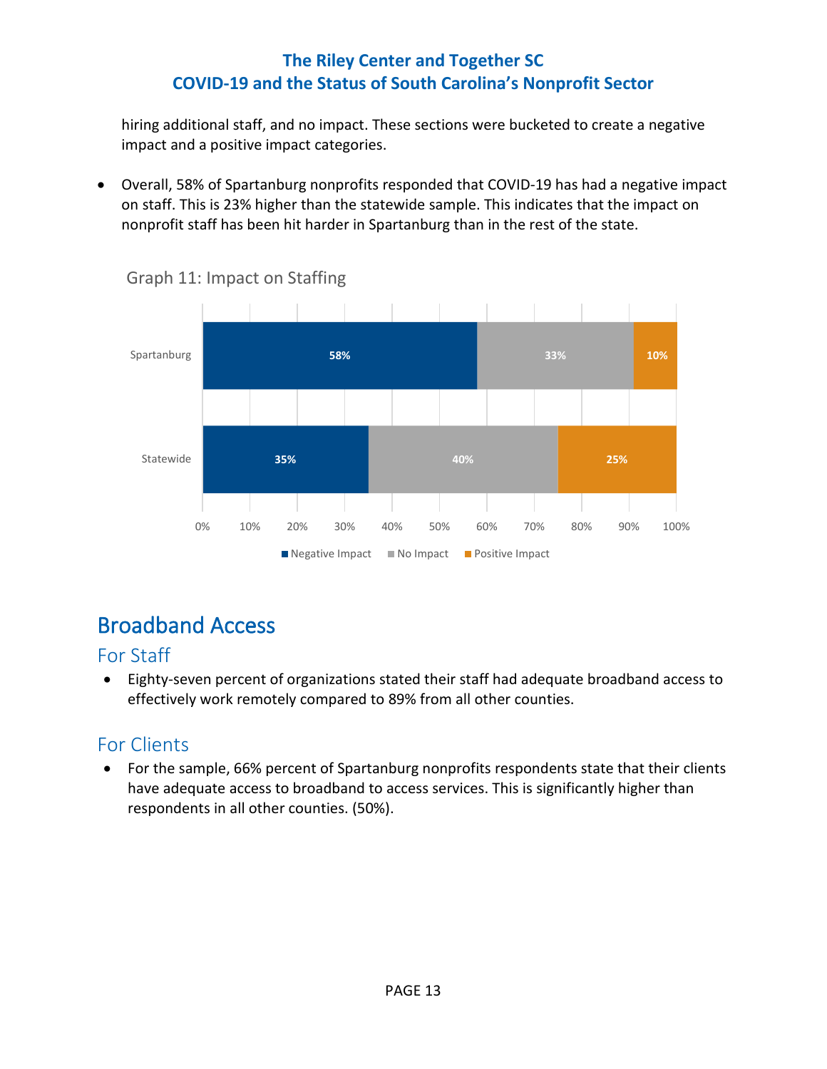hiring additional staff, and no impact. These sections were bucketed to create a negative impact and a positive impact categories.

- Overall, 58% of Spartanburg nonprofits responded that COVID-19 has had a negative impact on staff. This is 23% higher than the statewide sample. This indicates that the impact on nonprofit staff has been hit harder in Spartanburg than in the rest of the state.

Graph 11: Impact on Staffing

| | Negative Impact | No Impact | Positive Impact |
|---|---|---|---|
| Spartanburg | 58% | 33% | 10% |
| Statewide | 35% | 40% | 25% |

## Broadband Access

### For Staff

- Eighty-seven percent of organizations stated their staff had adequate broadband access to effectively work remotely compared to 89% from all other counties.

### For Clients

- For the sample, 66% percent of Spartanburg nonprofits respondents state that their clients have adequate access to broadband to access services. This is significantly higher than respondents in all other counties. (50%).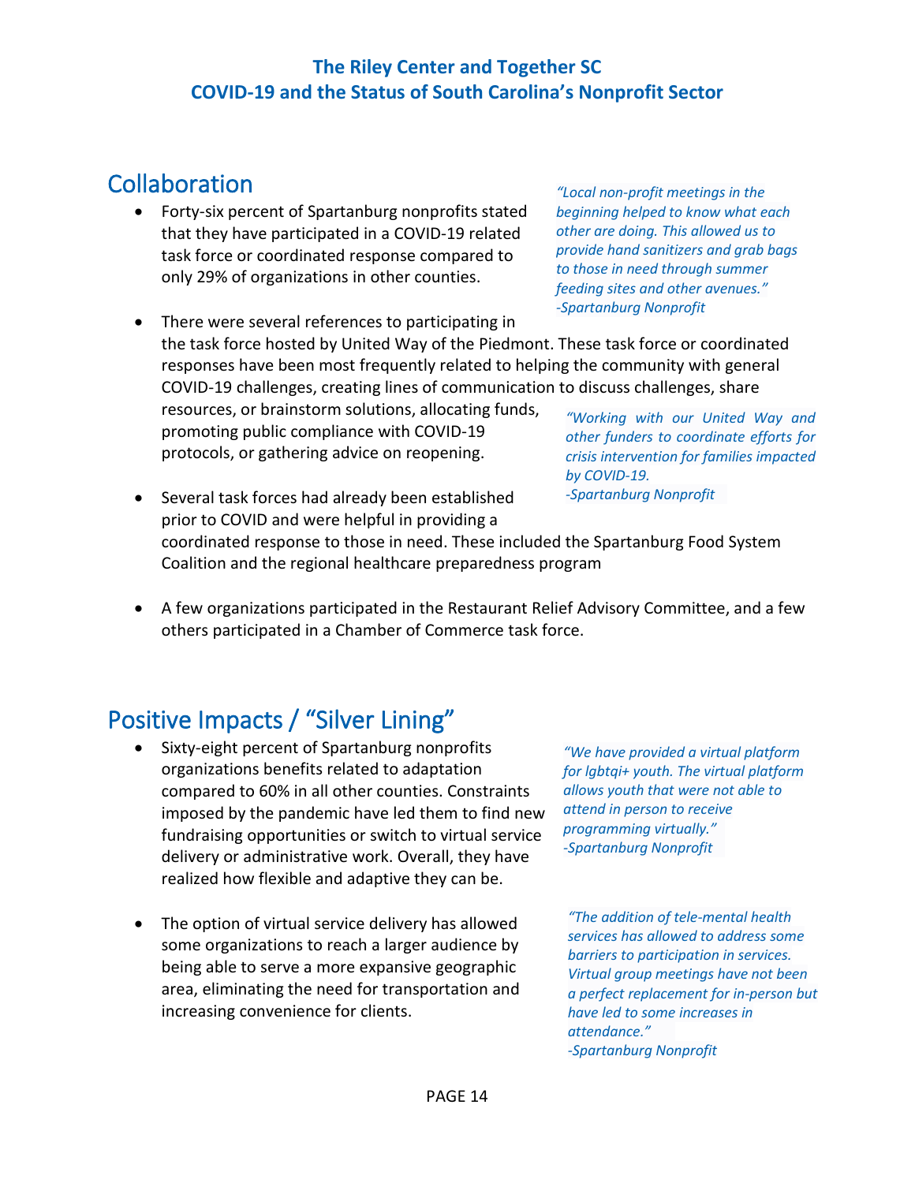## Collaboration

- Forty-six percent of Spartanburg nonprofits stated that they have participated in a COVID-19 related task force or coordinated response compared to only 29% of organizations in other counties.

*"Local non-profit meetings in the beginning helped to know what each other are doing. This allowed us to provide hand sanitizers and grab bags to those in need through summer feeding sites and other avenues."*
*-Spartanburg Nonprofit*

- There were several references to participating in the task force hosted by United Way of the Piedmont. These task force or coordinated responses have been most frequently related to helping the community with general COVID-19 challenges, creating lines of communication to discuss challenges, share resources, or brainstorm solutions, allocating funds, promoting public compliance with COVID-19 protocols, or gathering advice on reopening.

*"Working with our United Way and other funders to coordinate efforts for crisis intervention for families impacted by COVID-19.*
*-Spartanburg Nonprofit*

- Several task forces had already been established prior to COVID and were helpful in providing a coordinated response to those in need. These included the Spartanburg Food System Coalition and the regional healthcare preparedness program

- A few organizations participated in the Restaurant Relief Advisory Committee, and a few others participated in a Chamber of Commerce task force.

## Positive Impacts / "Silver Lining"

- Sixty-eight percent of Spartanburg nonprofits organizations benefits related to adaptation compared to 60% in all other counties. Constraints imposed by the pandemic have led them to find new fundraising opportunities or switch to virtual service delivery or administrative work. Overall, they have realized how flexible and adaptive they can be.

*"We have provided a virtual platform for lgbtqi+ youth. The virtual platform allows youth that were not able to attend in person to receive programming virtually."*
*-Spartanburg Nonprofit*

- The option of virtual service delivery has allowed some organizations to reach a larger audience by being able to serve a more expansive geographic area, eliminating the need for transportation and increasing convenience for clients.

*"The addition of tele-mental health services has allowed to address some barriers to participation in services. Virtual group meetings have not been a perfect replacement for in-person but have led to some increases in attendance."*
*-Spartanburg Nonprofit*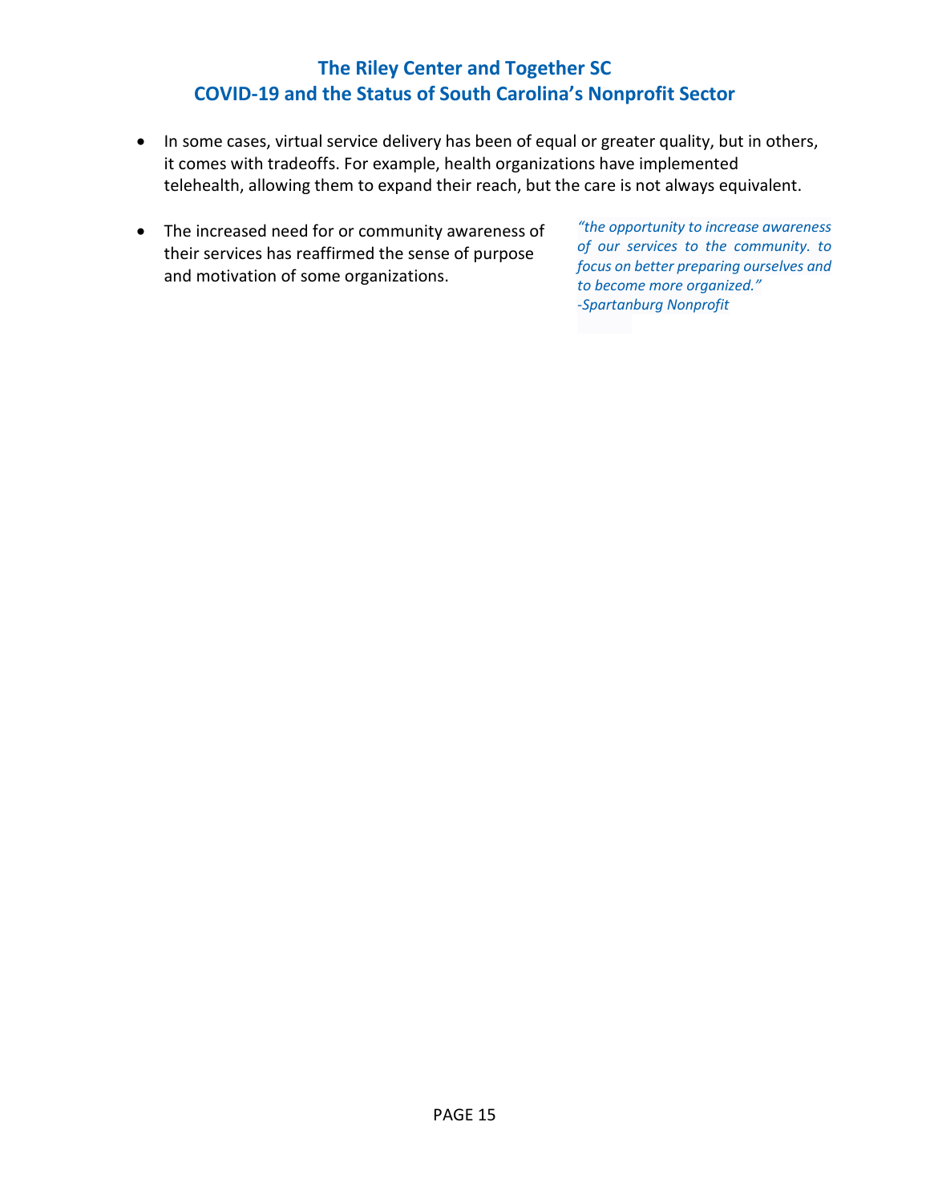- In some cases, virtual service delivery has been of equal or greater quality, but in others, it comes with tradeoffs. For example, health organizations have implemented telehealth, allowing them to expand their reach, but the care is not always equivalent.

- The increased need for or community awareness of their services has reaffirmed the sense of purpose and motivation of some organizations.

*"the opportunity to increase awareness of our services to the community. to focus on better preparing ourselves and to become more organized."*
*-Spartanburg Nonprofit*